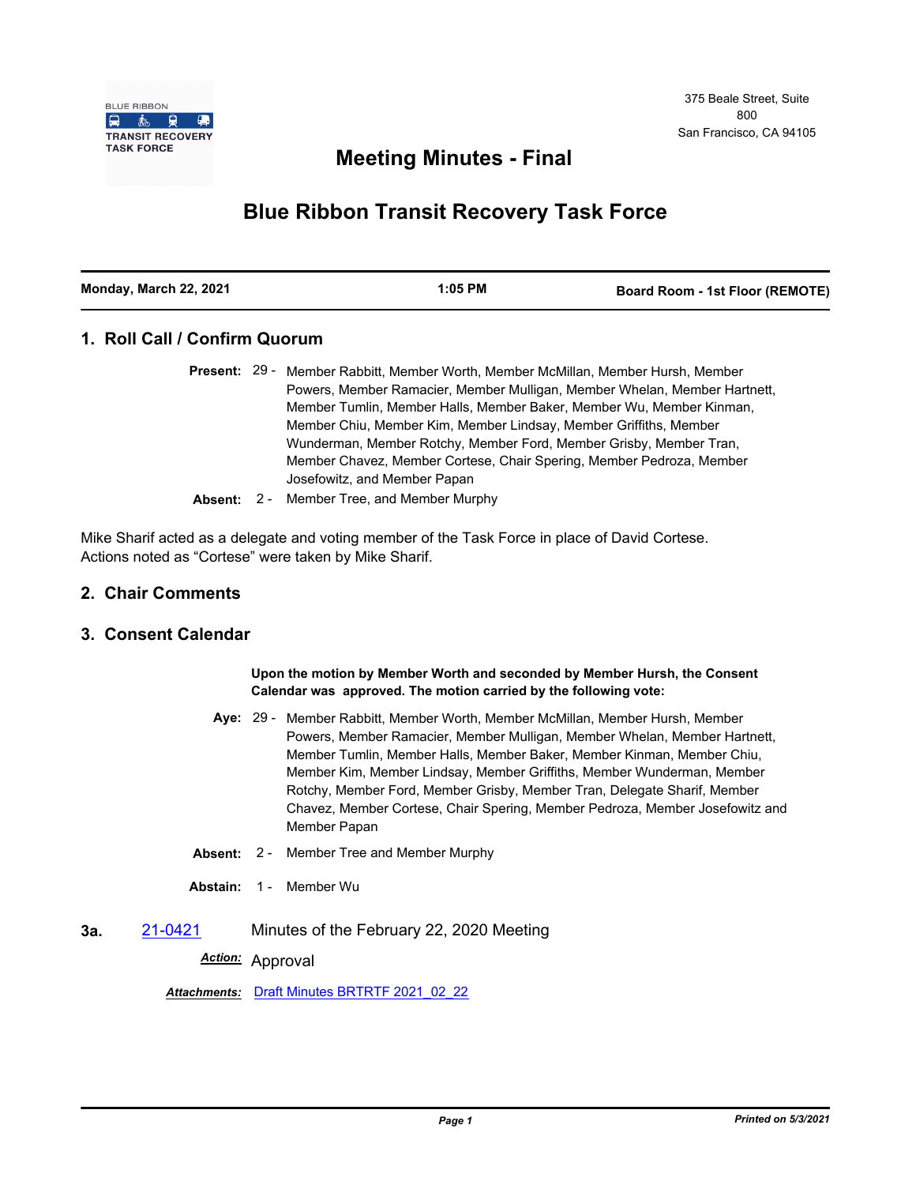BLUE RIBBON TRANSIT RECOVERY TASK FORCE

375 Beale Street, Suite 800
San Francisco, CA 94105

# Meeting Minutes - Final

# Blue Ribbon Transit Recovery Task Force

| Monday, March 22, 2021 | 1:05 PM | Board Room - 1st Floor (REMOTE) |
| --- | --- | --- |

## 1. Roll Call / Confirm Quorum

**Present:** 29 - Member Rabbitt, Member Worth, Member McMillan, Member Hursh, Member Powers, Member Ramacier, Member Mulligan, Member Whelan, Member Hartnett, Member Tumlin, Member Halls, Member Baker, Member Wu, Member Kinman, Member Chiu, Member Kim, Member Lindsay, Member Griffiths, Member Wunderman, Member Rotchy, Member Ford, Member Grisby, Member Tran, Member Chavez, Member Cortese, Chair Spering, Member Pedroza, Member Josefowitz, and Member Papan

**Absent:** 2 - Member Tree, and Member Murphy

Mike Sharif acted as a delegate and voting member of the Task Force in place of David Cortese. Actions noted as "Cortese" were taken by Mike Sharif.

## 2. Chair Comments

## 3. Consent Calendar

**Upon the motion by Member Worth and seconded by Member Hursh, the Consent Calendar was approved. The motion carried by the following vote:**

**Aye:** 29 - Member Rabbitt, Member Worth, Member McMillan, Member Hursh, Member Powers, Member Ramacier, Member Mulligan, Member Whelan, Member Hartnett, Member Tumlin, Member Halls, Member Baker, Member Kinman, Member Chiu, Member Kim, Member Lindsay, Member Griffiths, Member Wunderman, Member Rotchy, Member Ford, Member Grisby, Member Tran, Delegate Sharif, Member Chavez, Member Cortese, Chair Spering, Member Pedroza, Member Josefowitz and Member Papan

**Absent:** 2 - Member Tree and Member Murphy

**Abstain:** 1 - Member Wu

**3a.** 21-0421 Minutes of the February 22, 2020 Meeting

***Action:*** Approval

***Attachments:*** Draft Minutes BRTRTF 2021_02_22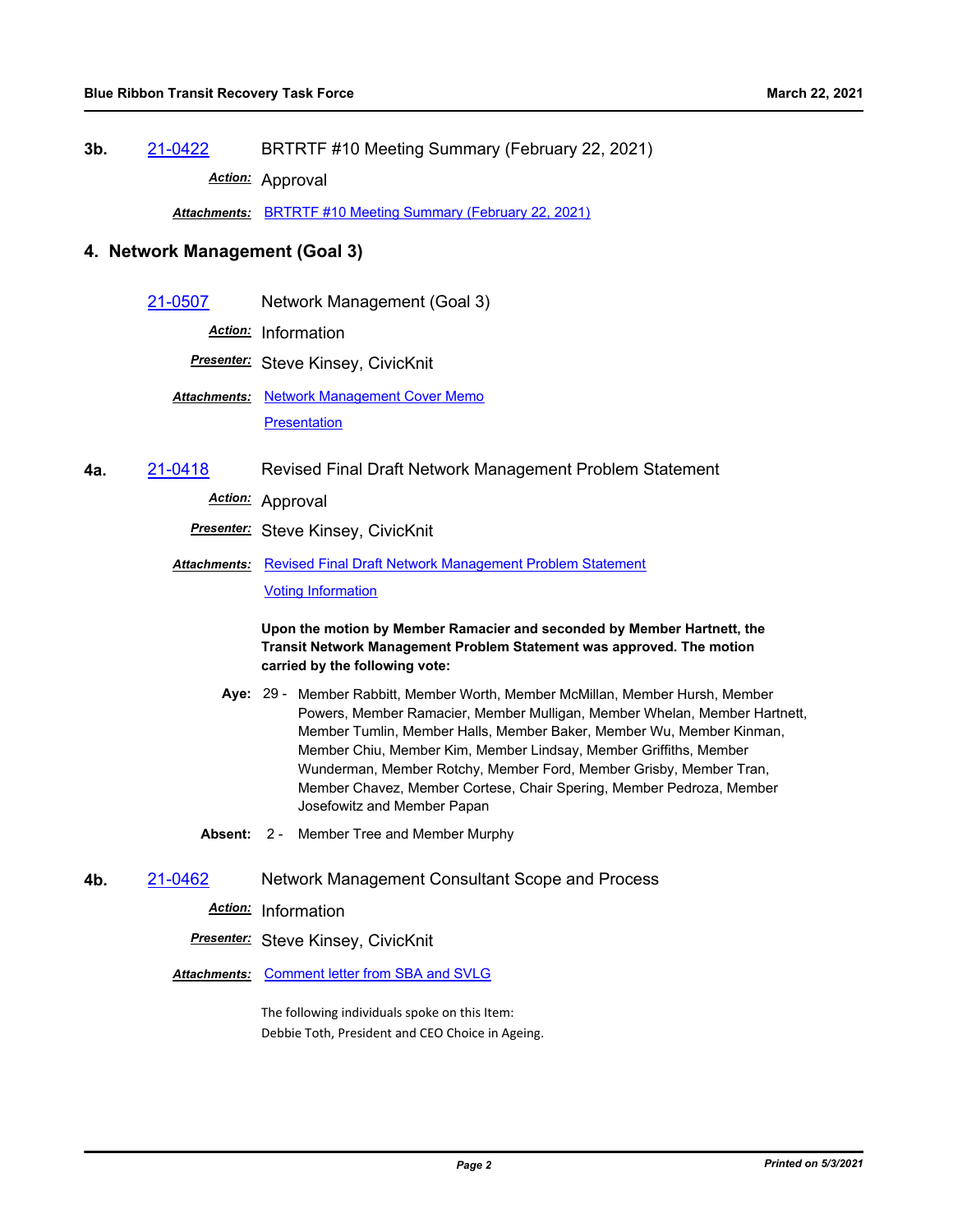**3b.** 21-0422 BRTRTF #10 Meeting Summary (February 22, 2021)

***Action:*** Approval

***Attachments:*** BRTRTF #10 Meeting Summary (February 22, 2021)

## 4. Network Management (Goal 3)

21-0507 Network Management (Goal 3)

***Action:*** Information

***Presenter:*** Steve Kinsey, CivicKnit

***Attachments:*** Network Management Cover Memo

Presentation

**4a.** 21-0418 Revised Final Draft Network Management Problem Statement

***Action:*** Approval

***Presenter:*** Steve Kinsey, CivicKnit

***Attachments:*** Revised Final Draft Network Management Problem Statement

Voting Information

**Upon the motion by Member Ramacier and seconded by Member Hartnett, the Transit Network Management Problem Statement was approved. The motion carried by the following vote:**

**Aye:** 29 - Member Rabbitt, Member Worth, Member McMillan, Member Hursh, Member Powers, Member Ramacier, Member Mulligan, Member Whelan, Member Hartnett, Member Tumlin, Member Halls, Member Baker, Member Wu, Member Kinman, Member Chiu, Member Kim, Member Lindsay, Member Griffiths, Member Wunderman, Member Rotchy, Member Ford, Member Grisby, Member Tran, Member Chavez, Member Cortese, Chair Spering, Member Pedroza, Member Josefowitz and Member Papan

**Absent:** 2 - Member Tree and Member Murphy

**4b.** 21-0462 Network Management Consultant Scope and Process

***Action:*** Information

***Presenter:*** Steve Kinsey, CivicKnit

***Attachments:*** Comment letter from SBA and SVLG

The following individuals spoke on this Item:
Debbie Toth, President and CEO Choice in Ageing.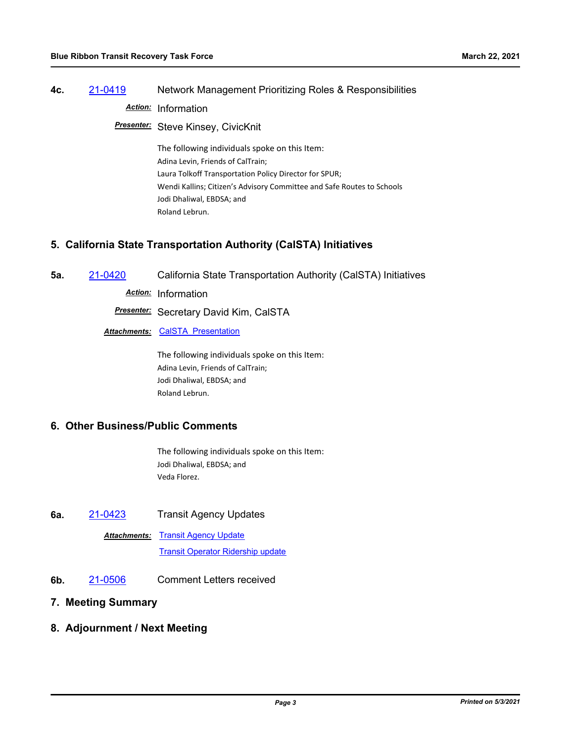**4c.** 21-0419 Network Management Prioritizing Roles & Responsibilities

*Action:* Information

*Presenter:* Steve Kinsey, CivicKnit

The following individuals spoke on this Item:
Adina Levin, Friends of CalTrain;
Laura Tolkoff Transportation Policy Director for SPUR;
Wendi Kallins; Citizen's Advisory Committee and Safe Routes to Schools
Jodi Dhaliwal, EBDSA; and
Roland Lebrun.

## 5. California State Transportation Authority (CalSTA) Initiatives

**5a.** 21-0420 California State Transportation Authority (CalSTA) Initiatives

*Action:* Information

*Presenter:* Secretary David Kim, CalSTA

*Attachments:* CalSTA Presentation

The following individuals spoke on this Item:
Adina Levin, Friends of CalTrain;
Jodi Dhaliwal, EBDSA; and
Roland Lebrun.

## 6. Other Business/Public Comments

The following individuals spoke on this Item:
Jodi Dhaliwal, EBDSA; and
Veda Florez.

**6a.** 21-0423 Transit Agency Updates

*Attachments:* Transit Agency Update
Transit Operator Ridership update

**6b.** 21-0506 Comment Letters received

## 7. Meeting Summary

## 8. Adjournment / Next Meeting